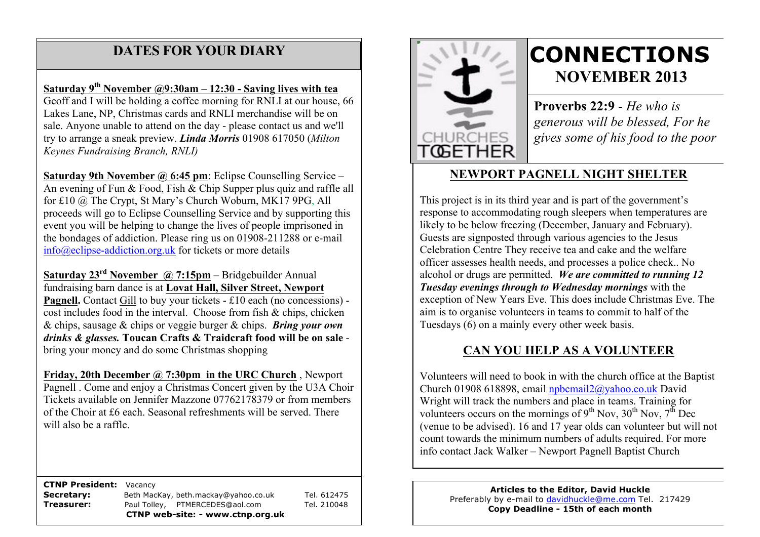## DATES FOR YOUR DIARY

**Saturday 9th November @9:30am – 12:30 - Saving lives with tea**
Geoff and I will be holding a coffee morning for RNLI at our house, 66 Lakes Lane, NP, Christmas cards and RNLI merchandise will be on sale. Anyone unable to attend on the day - please contact us and we'll try to arrange a sneak preview. ***Linda Morris*** 01908 617050 (*Milton Keynes Fundraising Branch, RNLI)*

**Saturday 9th November @ 6:45 pm**: Eclipse Counselling Service – An evening of Fun & Food, Fish & Chip Supper plus quiz and raffle all for £10 @ The Crypt, St Mary's Church Woburn, MK17 9PG, All proceeds will go to Eclipse Counselling Service and by supporting this event you will be helping to change the lives of people imprisoned in the bondages of addiction. Please ring us on 01908-211288 or e-mail info@eclipse-addiction.org.uk for tickets or more details

**Saturday 23rd November @ 7:15pm** – Bridgebuilder Annual fundraising barn dance is at **Lovat Hall, Silver Street, Newport Pagnell.** Contact Gill to buy your tickets - £10 each (no concessions) - cost includes food in the interval. Choose from fish & chips, chicken & chips, sausage & chips or veggie burger & chips. ***Bring your own drinks & glasses.*** **Toucan Crafts & Traidcraft food will be on sale** - bring your money and do some Christmas shopping

**Friday, 20th December @ 7:30pm in the URC Church** , Newport Pagnell . Come and enjoy a Christmas Concert given by the U3A Choir Tickets available on Jennifer Mazzone 07762178379 or from members of the Choir at £6 each. Seasonal refreshments will be served. There will also be a raffle.

| | | |
|---|---|---|
| **CTNP President:** | Vacancy | |
| **Secretary:** | Beth MacKay, beth.mackay@yahoo.co.uk | Tel. 612475 |
| **Treasurer:** | Paul Tolley, PTMERCEDES@aol.com | Tel. 210048 |

**CTNP web-site: - www.ctnp.org.uk**

CHURCHES TOGETHER

# CONNECTIONS

## NOVEMBER 2013

**Proverbs 22:9** - *He who is generous will be blessed, For he gives some of his food to the poor*

## NEWPORT PAGNELL NIGHT SHELTER

This project is in its third year and is part of the government's response to accommodating rough sleepers when temperatures are likely to be below freezing (December, January and February). Guests are signposted through various agencies to the Jesus Celebration Centre They receive tea and cake and the welfare officer assesses health needs, and processes a police check.. No alcohol or drugs are permitted. ***We are committed to running 12 Tuesday evenings through to Wednesday mornings*** with the exception of New Years Eve. This does include Christmas Eve. The aim is to organise volunteers in teams to commit to half of the Tuesdays (6) on a mainly every other week basis.

## CAN YOU HELP AS A VOLUNTEER

Volunteers will need to book in with the church office at the Baptist Church 01908 618898, email npbcmail2@yahoo.co.uk David Wright will track the numbers and place in teams. Training for volunteers occurs on the mornings of 9th Nov, 30th Nov, 7th Dec (venue to be advised). 16 and 17 year olds can volunteer but will not count towards the minimum numbers of adults required. For more info contact Jack Walker – Newport Pagnell Baptist Church

**Articles to the Editor, David Huckle**
Preferably by e-mail to davidhuckle@me.com Tel. 217429
**Copy Deadline - 15th of each month**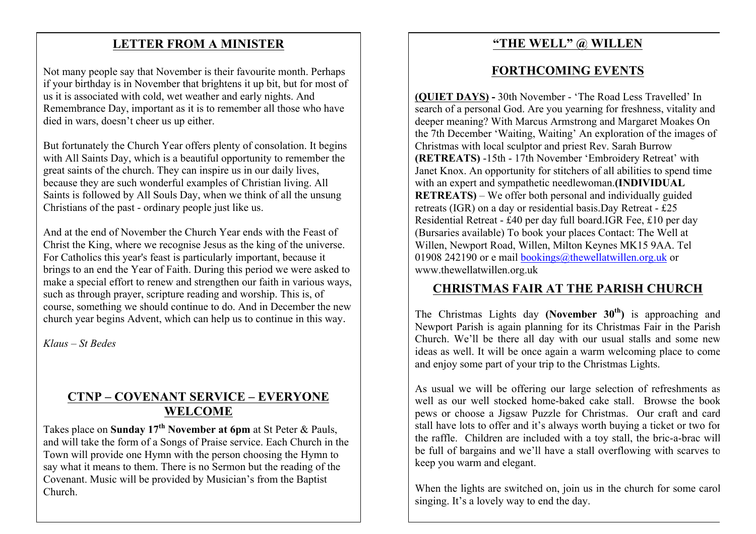## LETTER FROM A MINISTER

Not many people say that November is their favourite month. Perhaps if your birthday is in November that brightens it up bit, but for most of us it is associated with cold, wet weather and early nights. And Remembrance Day, important as it is to remember all those who have died in wars, doesn't cheer us up either.

But fortunately the Church Year offers plenty of consolation. It begins with All Saints Day, which is a beautiful opportunity to remember the great saints of the church. They can inspire us in our daily lives, because they are such wonderful examples of Christian living. All Saints is followed by All Souls Day, when we think of all the unsung Christians of the past - ordinary people just like us.

And at the end of November the Church Year ends with the Feast of Christ the King, where we recognise Jesus as the king of the universe. For Catholics this year's feast is particularly important, because it brings to an end the Year of Faith. During this period we were asked to make a special effort to renew and strengthen our faith in various ways, such as through prayer, scripture reading and worship. This is, of course, something we should continue to do. And in December the new church year begins Advent, which can help us to continue in this way.

*Klaus – St Bedes*

## CTNP – COVENANT SERVICE – EVERYONE WELCOME

Takes place on **Sunday 17th November at 6pm** at St Peter & Pauls, and will take the form of a Songs of Praise service. Each Church in the Town will provide one Hymn with the person choosing the Hymn to say what it means to them. There is no Sermon but the reading of the Covenant. Music will be provided by Musician's from the Baptist Church.

## "THE WELL" @ WILLEN

## FORTHCOMING EVENTS

**(QUIET DAYS) -** 30th November - 'The Road Less Travelled' In search of a personal God. Are you yearning for freshness, vitality and deeper meaning? With Marcus Armstrong and Margaret Moakes On the 7th December 'Waiting, Waiting' An exploration of the images of Christmas with local sculptor and priest Rev. Sarah Burrow **(RETREATS)** -15th - 17th November 'Embroidery Retreat' with Janet Knox. An opportunity for stitchers of all abilities to spend time with an expert and sympathetic needlewoman.**(INDIVIDUAL RETREATS)** – We offer both personal and individually guided retreats (IGR) on a day or residential basis.Day Retreat - £25 Residential Retreat - £40 per day full board.IGR Fee, £10 per day (Bursaries available) To book your places Contact: The Well at Willen, Newport Road, Willen, Milton Keynes MK15 9AA. Tel 01908 242190 or e mail bookings@thewellatwillen.org.uk or www.thewellatwillen.org.uk

## CHRISTMAS FAIR AT THE PARISH CHURCH

The Christmas Lights day **(November 30th)** is approaching and Newport Parish is again planning for its Christmas Fair in the Parish Church. We'll be there all day with our usual stalls and some new ideas as well. It will be once again a warm welcoming place to come and enjoy some part of your trip to the Christmas Lights.

As usual we will be offering our large selection of refreshments as well as our well stocked home-baked cake stall. Browse the book pews or choose a Jigsaw Puzzle for Christmas. Our craft and card stall have lots to offer and it's always worth buying a ticket or two for the raffle. Children are included with a toy stall, the bric-a-brac will be full of bargains and we'll have a stall overflowing with scarves to keep you warm and elegant.

When the lights are switched on, join us in the church for some carol singing. It's a lovely way to end the day.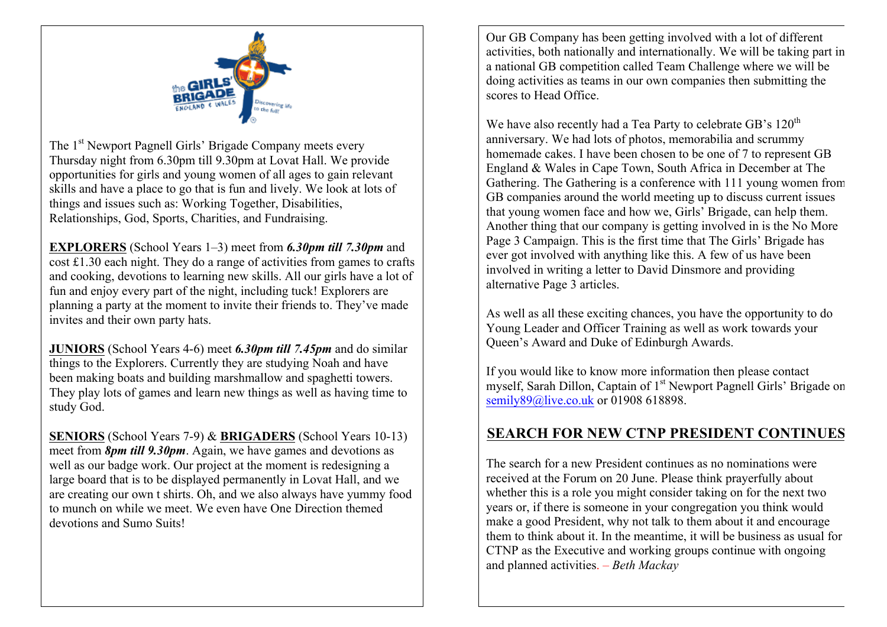The 1st Newport Pagnell Girls' Brigade Company meets every Thursday night from 6.30pm till 9.30pm at Lovat Hall. We provide opportunities for girls and young women of all ages to gain relevant skills and have a place to go that is fun and lively. We look at lots of things and issues such as: Working Together, Disabilities, Relationships, God, Sports, Charities, and Fundraising.

**EXPLORERS** (School Years 1–3) meet from ***6.30pm till 7.30pm*** and cost £1.30 each night. They do a range of activities from games to crafts and cooking, devotions to learning new skills. All our girls have a lot of fun and enjoy every part of the night, including tuck! Explorers are planning a party at the moment to invite their friends to. They've made invites and their own party hats.

**JUNIORS** (School Years 4-6) meet ***6.30pm till 7.45pm*** and do similar things to the Explorers. Currently they are studying Noah and have been making boats and building marshmallow and spaghetti towers. They play lots of games and learn new things as well as having time to study God.

**SENIORS** (School Years 7-9) & **BRIGADERS** (School Years 10-13) meet from ***8pm till 9.30pm***. Again, we have games and devotions as well as our badge work. Our project at the moment is redesigning a large board that is to be displayed permanently in Lovat Hall, and we are creating our own t shirts. Oh, and we also always have yummy food to munch on while we meet. We even have One Direction themed devotions and Sumo Suits!

Our GB Company has been getting involved with a lot of different activities, both nationally and internationally. We will be taking part in a national GB competition called Team Challenge where we will be doing activities as teams in our own companies then submitting the scores to Head Office.

We have also recently had a Tea Party to celebrate GB's 120th anniversary. We had lots of photos, memorabilia and scrummy homemade cakes. I have been chosen to be one of 7 to represent GB England & Wales in Cape Town, South Africa in December at The Gathering. The Gathering is a conference with 111 young women from GB companies around the world meeting up to discuss current issues that young women face and how we, Girls' Brigade, can help them. Another thing that our company is getting involved in is the No More Page 3 Campaign. This is the first time that The Girls' Brigade has ever got involved with anything like this. A few of us have been involved in writing a letter to David Dinsmore and providing alternative Page 3 articles.

As well as all these exciting chances, you have the opportunity to do Young Leader and Officer Training as well as work towards your Queen's Award and Duke of Edinburgh Awards.

If you would like to know more information then please contact myself, Sarah Dillon, Captain of 1st Newport Pagnell Girls' Brigade on semily89@live.co.uk or 01908 618898.

## SEARCH FOR NEW CTNP PRESIDENT CONTINUES

The search for a new President continues as no nominations were received at the Forum on 20 June. Please think prayerfully about whether this is a role you might consider taking on for the next two years or, if there is someone in your congregation you think would make a good President, why not talk to them about it and encourage them to think about it. In the meantime, it will be business as usual for CTNP as the Executive and working groups continue with ongoing and planned activities. – *Beth Mackay*